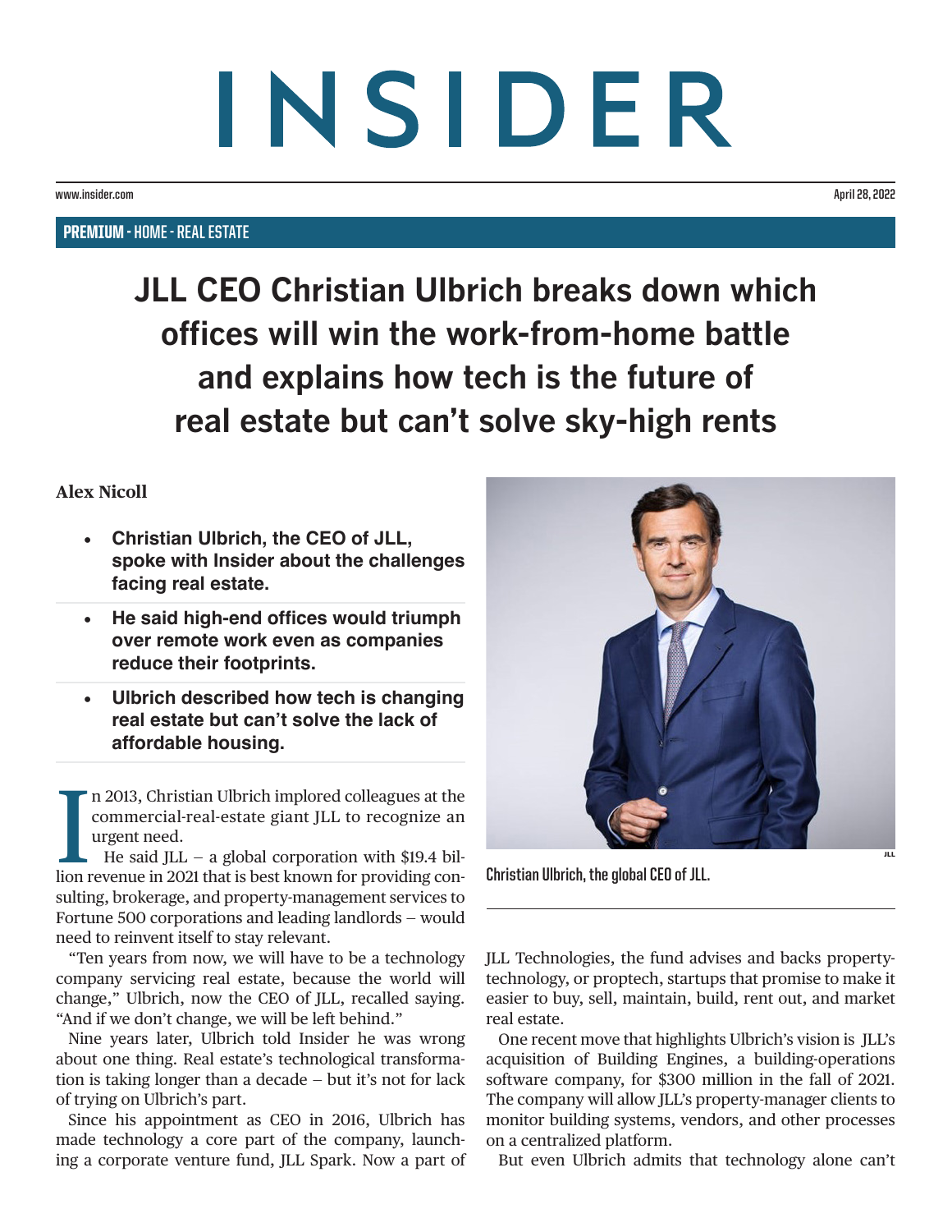# INSIDER

www.insider.com

April 28, 2022

**PREMIUM** - HOME - REAL ESTATE

## JLL CEO Christian Ulbrich breaks down which offices will win the work-from-home battle and explains how tech is the future of real estate but can't solve sky-high rents

**Alex Nicoll**

- **Christian Ulbrich, the CEO of JLL, spoke with Insider about the challenges facing real estate.**
- **He said high-end offices would triumph over remote work even as companies reduce their footprints.**
- **Ulbrich described how tech is changing real estate but can't solve the lack of affordable housing.**

In 2013, Christian Ulbrich implored colleagues at the commercial-real-estate giant JLL to recognize an urgent need.

He said JLL – a global corporation with $19.4 billion revenue in 2021 that is best known for providing consulting, brokerage, and property-management services to Fortune 500 corporations and leading landlords – would need to reinvent itself to stay relevant.

"Ten years from now, we will have to be a technology company servicing real estate, because the world will change," Ulbrich, now the CEO of JLL, recalled saying. "And if we don't change, we will be left behind."

Nine years later, Ulbrich told Insider he was wrong about one thing. Real estate's technological transformation is taking longer than a decade – but it's not for lack of trying on Ulbrich's part.

Since his appointment as CEO in 2016, Ulbrich has made technology a core part of the company, launching a corporate venture fund, JLL Spark. Now a part of JLL Technologies, the fund advises and backs property-technology, or proptech, startups that promise to make it easier to buy, sell, maintain, build, rent out, and market real estate.

JLL

Christian Ulbrich, the global CEO of JLL.

One recent move that highlights Ulbrich's vision is JLL's acquisition of Building Engines, a building-operations software company, for $300 million in the fall of 2021. The company will allow JLL's property-manager clients to monitor building systems, vendors, and other processes on a centralized platform.

But even Ulbrich admits that technology alone can't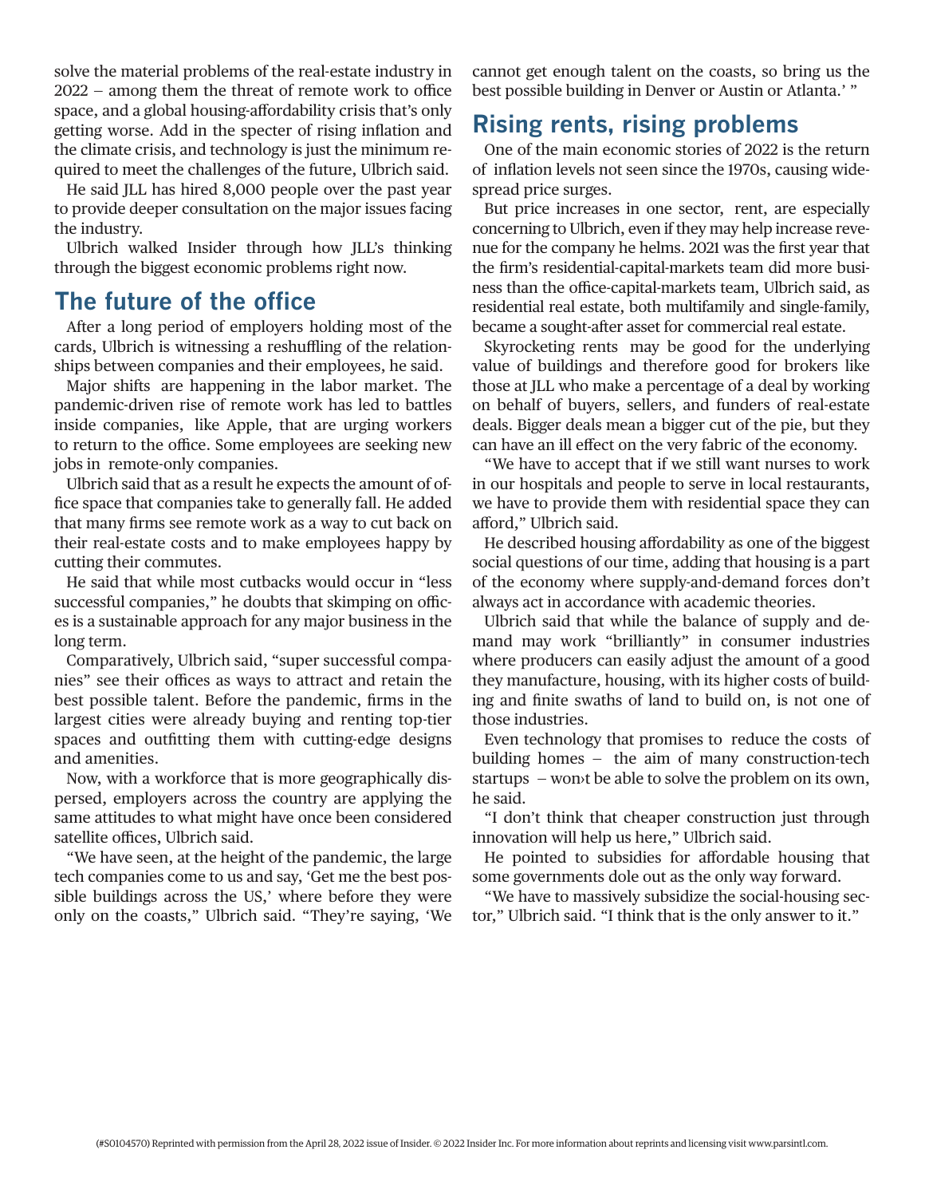solve the material problems of the real-estate industry in 2022 – among them the threat of remote work to office space, and a global housing-affordability crisis that's only getting worse. Add in the specter of rising inflation and the climate crisis, and technology is just the minimum required to meet the challenges of the future, Ulbrich said.

He said JLL has hired 8,000 people over the past year to provide deeper consultation on the major issues facing the industry.

Ulbrich walked Insider through how JLL's thinking through the biggest economic problems right now.

## The future of the office

After a long period of employers holding most of the cards, Ulbrich is witnessing a reshuffling of the relationships between companies and their employees, he said.

Major shifts are happening in the labor market. The pandemic-driven rise of remote work has led to battles inside companies, like Apple, that are urging workers to return to the office. Some employees are seeking new jobs in remote-only companies.

Ulbrich said that as a result he expects the amount of office space that companies take to generally fall. He added that many firms see remote work as a way to cut back on their real-estate costs and to make employees happy by cutting their commutes.

He said that while most cutbacks would occur in "less successful companies," he doubts that skimping on offices is a sustainable approach for any major business in the long term.

Comparatively, Ulbrich said, "super successful companies" see their offices as ways to attract and retain the best possible talent. Before the pandemic, firms in the largest cities were already buying and renting top-tier spaces and outfitting them with cutting-edge designs and amenities.

Now, with a workforce that is more geographically dispersed, employers across the country are applying the same attitudes to what might have once been considered satellite offices, Ulbrich said.

"We have seen, at the height of the pandemic, the large tech companies come to us and say, 'Get me the best possible buildings across the US,' where before they were only on the coasts," Ulbrich said. "They're saying, 'We cannot get enough talent on the coasts, so bring us the best possible building in Denver or Austin or Atlanta.' "

## Rising rents, rising problems

One of the main economic stories of 2022 is the return of inflation levels not seen since the 1970s, causing widespread price surges.

But price increases in one sector, rent, are especially concerning to Ulbrich, even if they may help increase revenue for the company he helms. 2021 was the first year that the firm's residential-capital-markets team did more business than the office-capital-markets team, Ulbrich said, as residential real estate, both multifamily and single-family, became a sought-after asset for commercial real estate.

Skyrocketing rents may be good for the underlying value of buildings and therefore good for brokers like those at JLL who make a percentage of a deal by working on behalf of buyers, sellers, and funders of real-estate deals. Bigger deals mean a bigger cut of the pie, but they can have an ill effect on the very fabric of the economy.

"We have to accept that if we still want nurses to work in our hospitals and people to serve in local restaurants, we have to provide them with residential space they can afford," Ulbrich said.

He described housing affordability as one of the biggest social questions of our time, adding that housing is a part of the economy where supply-and-demand forces don't always act in accordance with academic theories.

Ulbrich said that while the balance of supply and demand may work "brilliantly" in consumer industries where producers can easily adjust the amount of a good they manufacture, housing, with its higher costs of building and finite swaths of land to build on, is not one of those industries.

Even technology that promises to reduce the costs of building homes – the aim of many construction-tech startups – won›t be able to solve the problem on its own, he said.

"I don't think that cheaper construction just through innovation will help us here," Ulbrich said.

He pointed to subsidies for affordable housing that some governments dole out as the only way forward.

"We have to massively subsidize the social-housing sector," Ulbrich said. "I think that is the only answer to it."

(#S0104570) Reprinted with permission from the April 28, 2022 issue of Insider. © 2022 Insider Inc. For more information about reprints and licensing visit www.parsintl.com.